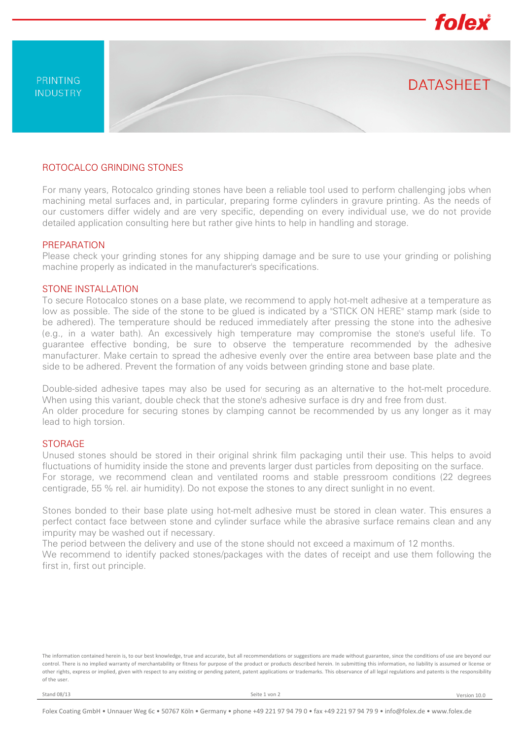PRINTING INDUSTRY

DATASHEET

## ROTOCALCO GRINDING STONES

For many years, Rotocalco grinding stones have been a reliable tool used to perform challenging jobs when machining metal surfaces and, in particular, preparing forme cylinders in gravure printing. As the needs of our customers differ widely and are very specific, depending on every individual use, we do not provide detailed application consulting here but rather give hints to help in handling and storage.

### PREPARATION

Please check your grinding stones for any shipping damage and be sure to use your grinding or polishing machine properly as indicated in the manufacturer's specifications.

### STONE INSTALLATION

To secure Rotocalco stones on a base plate, we recommend to apply hot-melt adhesive at a temperature as low as possible. The side of the stone to be glued is indicated by a "STICK ON HERE" stamp mark (side to be adhered). The temperature should be reduced immediately after pressing the stone into the adhesive (e.g., in a water bath). An excessively high temperature may compromise the stone's useful life. To guarantee effective bonding, be sure to observe the temperature recommended by the adhesive manufacturer. Make certain to spread the adhesive evenly over the entire area between base plate and the side to be adhered. Prevent the formation of any voids between grinding stone and base plate.

Double-sided adhesive tapes may also be used for securing as an alternative to the hot-melt procedure. When using this variant, double check that the stone's adhesive surface is dry and free from dust.
An older procedure for securing stones by clamping cannot be recommended by us any longer as it may lead to high torsion.

### STORAGE

Unused stones should be stored in their original shrink film packaging until their use. This helps to avoid fluctuations of humidity inside the stone and prevents larger dust particles from depositing on the surface.
For storage, we recommend clean and ventilated rooms and stable pressroom conditions (22 degrees centigrade, 55 % rel. air humidity). Do not expose the stones to any direct sunlight in no event.

Stones bonded to their base plate using hot-melt adhesive must be stored in clean water. This ensures a perfect contact face between stone and cylinder surface while the abrasive surface remains clean and any impurity may be washed out if necessary.
The period between the delivery and use of the stone should not exceed a maximum of 12 months.
We recommend to identify packed stones/packages with the dates of receipt and use them following the first in, first out principle.

The information contained herein is, to our best knowledge, true and accurate, but all recommendations or suggestions are made without guarantee, since the conditions of use are beyond our control. There is no implied warranty of merchantability or fitness for purpose of the product or products described herein. In submitting this information, no liability is assumed or license or other rights, express or implied, given with respect to any existing or pending patent, patent applications or trademarks. This observance of all legal regulations and patents is the responsibility of the user.

Stand 08/13 Version 10.0

Folex Coating GmbH • Unnauer Weg 6c • 50767 Köln • Germany • phone +49 221 97 94 79 0 • fax +49 221 97 94 79 9 • info@folex.de • www.folex.de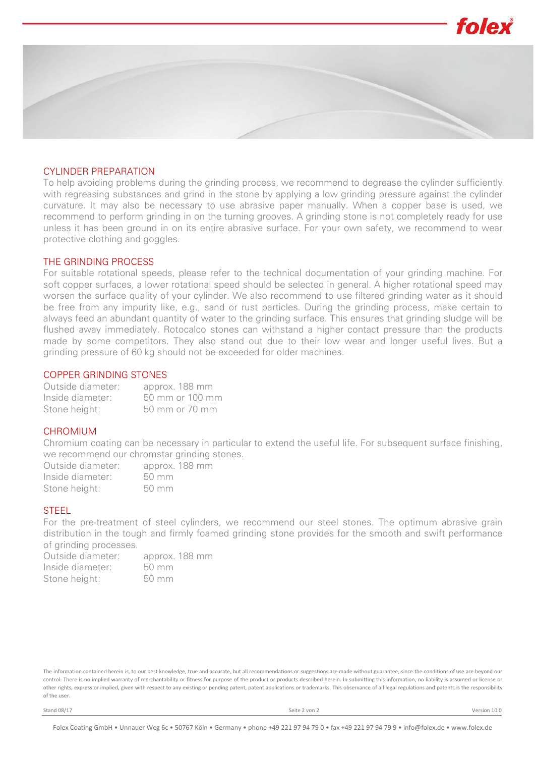## CYLINDER PREPARATION

To help avoiding problems during the grinding process, we recommend to degrease the cylinder sufficiently with regreasing substances and grind in the stone by applying a low grinding pressure against the cylinder curvature. It may also be necessary to use abrasive paper manually. When a copper base is used, we recommend to perform grinding in on the turning grooves. A grinding stone is not completely ready for use unless it has been ground in on its entire abrasive surface. For your own safety, we recommend to wear protective clothing and goggles.

## THE GRINDING PROCESS

For suitable rotational speeds, please refer to the technical documentation of your grinding machine. For soft copper surfaces, a lower rotational speed should be selected in general. A higher rotational speed may worsen the surface quality of your cylinder. We also recommend to use filtered grinding water as it should be free from any impurity like, e.g., sand or rust particles. During the grinding process, make certain to always feed an abundant quantity of water to the grinding surface. This ensures that grinding sludge will be flushed away immediately. Rotocalco stones can withstand a higher contact pressure than the products made by some competitors. They also stand out due to their low wear and longer useful lives. But a grinding pressure of 60 kg should not be exceeded for older machines.

## COPPER GRINDING STONES

| | |
|---|---|
| Outside diameter: | approx. 188 mm |
| Inside diameter: | 50 mm or 100 mm |
| Stone height: | 50 mm or 70 mm |

## CHROMIUM

Chromium coating can be necessary in particular to extend the useful life. For subsequent surface finishing, we recommend our chromstar grinding stones.

| | |
|---|---|
| Outside diameter: | approx. 188 mm |
| Inside diameter: | 50 mm |
| Stone height: | 50 mm |

## STEEL

For the pre-treatment of steel cylinders, we recommend our steel stones. The optimum abrasive grain distribution in the tough and firmly foamed grinding stone provides for the smooth and swift performance of grinding processes.

| | |
|---|---|
| Outside diameter: | approx. 188 mm |
| Inside diameter: | 50 mm |
| Stone height: | 50 mm |

The information contained herein is, to our best knowledge, true and accurate, but all recommendations or suggestions are made without guarantee, since the conditions of use are beyond our control. There is no implied warranty of merchantability or fitness for purpose of the product or products described herein. In submitting this information, no liability is assumed or license or other rights, express or implied, given with respect to any existing or pending patent, patent applications or trademarks. This observance of all legal regulations and patents is the responsibility of the user.

Stand 08/17 Version 10.0

Folex Coating GmbH • Unnauer Weg 6c • 50767 Köln • Germany • phone +49 221 97 94 79 0 • fax +49 221 97 94 79 9 • info@folex.de • www.folex.de